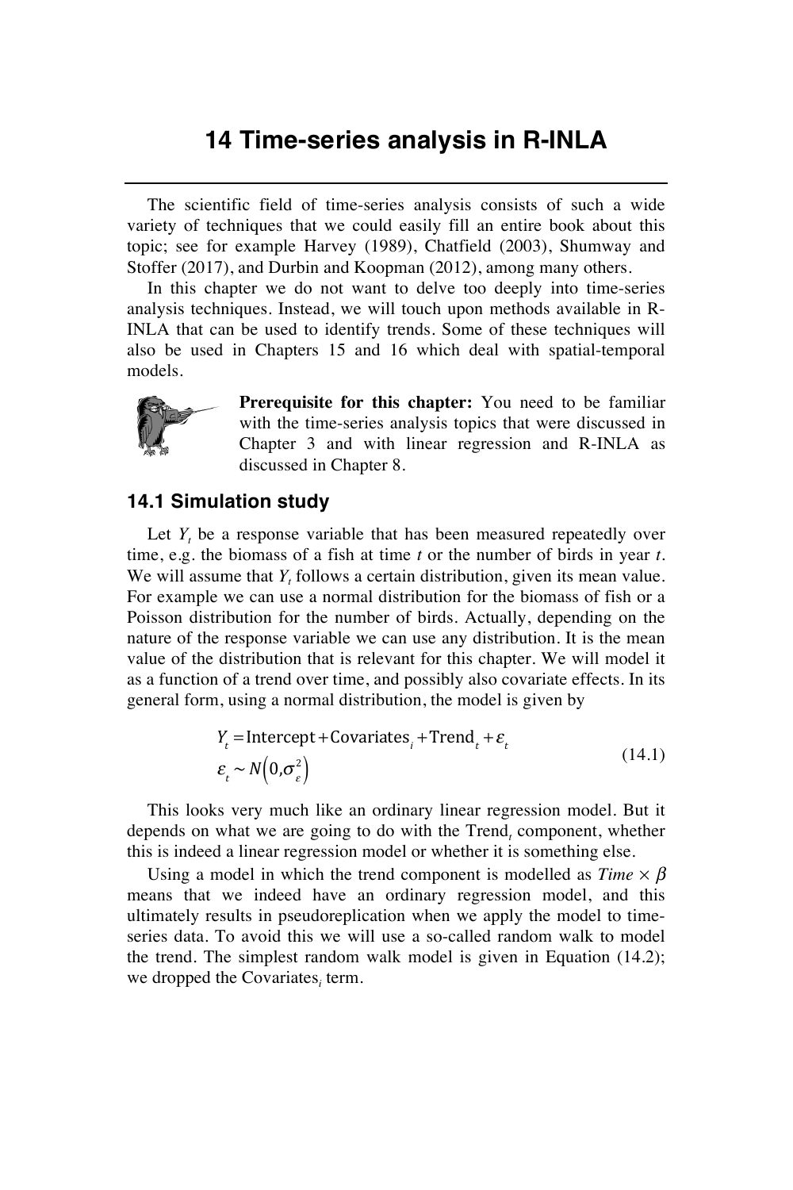# 14 Time-series analysis in R-INLA

The scientific field of time-series analysis consists of such a wide variety of techniques that we could easily fill an entire book about this topic; see for example Harvey (1989), Chatfield (2003), Shumway and Stoffer (2017), and Durbin and Koopman (2012), among many others.

In this chapter we do not want to delve too deeply into time-series analysis techniques. Instead, we will touch upon methods available in R-INLA that can be used to identify trends. Some of these techniques will also be used in Chapters 15 and 16 which deal with spatial-temporal models.

**Prerequisite for this chapter:** You need to be familiar with the time-series analysis topics that were discussed in Chapter 3 and with linear regression and R-INLA as discussed in Chapter 8.

## 14.1 Simulation study

Let $Y_t$ be a response variable that has been measured repeatedly over time, e.g. the biomass of a fish at time *t* or the number of birds in year *t*. We will assume that $Y_t$ follows a certain distribution, given its mean value. For example we can use a normal distribution for the biomass of fish or a Poisson distribution for the number of birds. Actually, depending on the nature of the response variable we can use any distribution. It is the mean value of the distribution that is relevant for this chapter. We will model it as a function of a trend over time, and possibly also covariate effects. In its general form, using a normal distribution, the model is given by

$$
\begin{aligned}
Y_t &= \text{Intercept} + \text{Covariates}_i + \text{Trend}_t + \varepsilon_t \\
\varepsilon_t &\sim N\left(0, \sigma_\varepsilon^2\right)
\end{aligned}
\tag{14.1}
$$

This looks very much like an ordinary linear regression model. But it depends on what we are going to do with the $\text{Trend}_t$ component, whether this is indeed a linear regression model or whether it is something else.

Using a model in which the trend component is modelled as $Time \times \beta$ means that we indeed have an ordinary regression model, and this ultimately results in pseudoreplication when we apply the model to time-series data. To avoid this we will use a so-called random walk to model the trend. The simplest random walk model is given in Equation (14.2); we dropped the $\text{Covariates}_i$ term.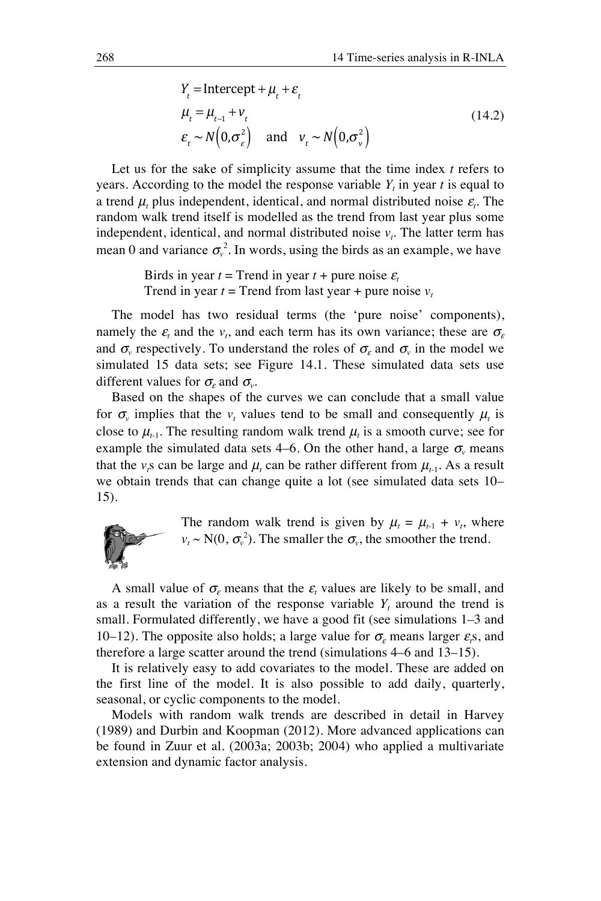$$
\begin{aligned}
Y_t &= \text{Intercept} + \mu_t + \varepsilon_t \\
\mu_t &= \mu_{t-1} + v_t \\
\varepsilon_t &\sim N\left(0, \sigma_\varepsilon^2\right) \quad \text{and} \quad v_t \sim N\left(0, \sigma_v^2\right)
\end{aligned}
\tag{14.2}
$$

Let us for the sake of simplicity assume that the time index $t$ refers to years. According to the model the response variable $Y_t$ in year $t$ is equal to a trend $\mu_t$ plus independent, identical, and normal distributed noise $\varepsilon_t$. The random walk trend itself is modelled as the trend from last year plus some independent, identical, and normal distributed noise $v_t$. The latter term has mean 0 and variance $\sigma_v^2$. In words, using the birds as an example, we have

Birds in year $t$ = Trend in year $t$ + pure noise $\varepsilon_t$
Trend in year $t$ = Trend from last year + pure noise $v_t$

The model has two residual terms (the 'pure noise' components), namely the $\varepsilon_t$ and the $v_t$, and each term has its own variance; these are $\sigma_\varepsilon$ and $\sigma_v$ respectively. To understand the roles of $\sigma_\varepsilon$ and $\sigma_v$ in the model we simulated 15 data sets; see Figure 14.1. These simulated data sets use different values for $\sigma_\varepsilon$ and $\sigma_v$.

Based on the shapes of the curves we can conclude that a small value for $\sigma_v$ implies that the $v_t$ values tend to be small and consequently $\mu_t$ is close to $\mu_{t-1}$. The resulting random walk trend $\mu_t$ is a smooth curve; see for example the simulated data sets 4–6. On the other hand, a large $\sigma_v$ means that the $v_t$s can be large and $\mu_t$ can be rather different from $\mu_{t-1}$. As a result we obtain trends that can change quite a lot (see simulated data sets 10–15).

The random walk trend is given by $\mu_t = \mu_{t-1} + v_t$, where $v_t \sim N(0, \sigma_v^2)$. The smaller the $\sigma_v$, the smoother the trend.

A small value of $\sigma_\varepsilon$ means that the $\varepsilon_t$ values are likely to be small, and as a result the variation of the response variable $Y_t$ around the trend is small. Formulated differently, we have a good fit (see simulations 1–3 and 10–12). The opposite also holds; a large value for $\sigma_\varepsilon$ means larger $\varepsilon_t$s, and therefore a large scatter around the trend (simulations 4–6 and 13–15).

It is relatively easy to add covariates to the model. These are added on the first line of the model. It is also possible to add daily, quarterly, seasonal, or cyclic components to the model.

Models with random walk trends are described in detail in Harvey (1989) and Durbin and Koopman (2012). More advanced applications can be found in Zuur et al. (2003a; 2003b; 2004) who applied a multivariate extension and dynamic factor analysis.